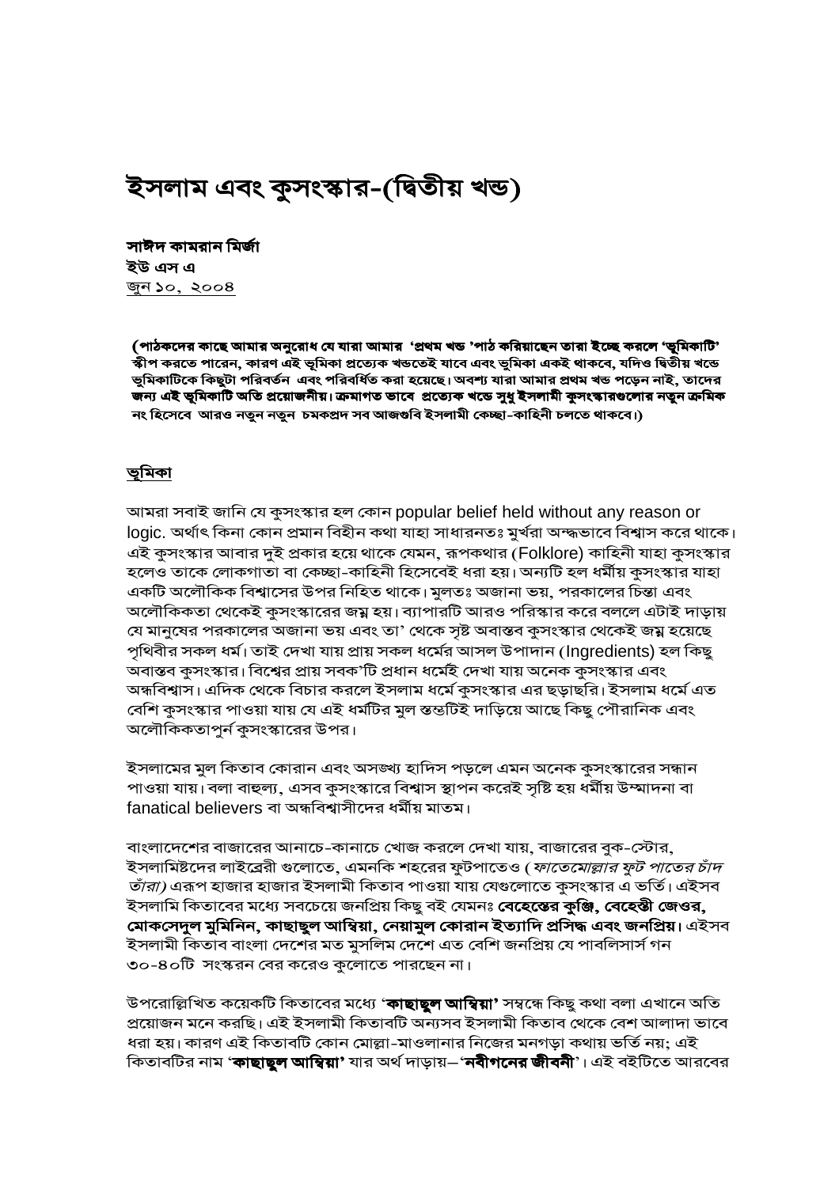# ইসলাম এবং কুসংস্কার-(দ্বিতীয় খন্ড)

**সাঈদ কামরান মির্জা**
**ইউ এস এ**
জুন ১০, ২০০৪

**(পাঠকদের কাছে আমার অনুরোধ যে যারা আমার 'প্রথম খন্ড 'পাঠ করিয়াছেন তারা ইচ্ছে করলে 'ভূমিকাটি' স্কীপ করতে পারেন, কারণ এই ভূমিকা প্রত্যেক খন্ডতেই যাবে এবং ভূমিকা একই থাকবে, যদিও দ্বিতীয় খন্ডে ভূমিকাটিকে কিছুটা পরিবর্তন এবং পরিবর্ধিত করা হয়েছে। অবশ্য যারা আমার প্রথম খন্ড পড়েন নাই, তাদের জন্য এই ভূমিকাটি অতি প্রয়োজনীয়। ক্রমাগত ভাবে প্রত্যেক খন্ডে সুধু ইসলামী কুসংস্কারগুলোর নতুন ক্রমিক নং হিসেবে আরও নতুন নতুন চমকপ্রদ সব আজগুবি ইসলামী কেচ্ছা-কাহিনী চলতে থাকবে।)**

## ভূমিকা

আমরা সবাই জানি যে কুসংস্কার হল কোন popular belief held without any reason or logic. অর্থাৎ কিনা কোন প্রমান বিহীন কথা যাহা সাধারনতঃ মুর্খরা অন্ধভাবে বিশ্বাস করে থাকে। এই কুসংস্কার আবার দুই প্রকার হয়ে থাকে যেমন, রূপকথার (Folklore) কাহিনী যাহা কুসংস্কার হলেও তাকে লোকগাতা বা কেচ্ছা-কাহিনী হিসেবেই ধরা হয়। অন্যটি হল ধর্মীয় কুসংস্কার যাহা একটি অলৌকিক বিশ্বাসের উপর নিহিত থাকে। মুলতঃ অজানা ভয়, পরকালের চিন্তা এবং অলৌকিকতা থেকেই কুসংস্কারের জন্ম হয়। ব্যাপারটি আরও পরিস্কার করে বললে এটাই দাড়ায় যে মানুষের পরকালের অজানা ভয় এবং তা' থেকে সৃষ্ট অবাস্তব কুসংস্কার থেকেই জন্ম হয়েছে পৃথিবীর সকল ধর্ম। তাই দেখা যায় প্রায় সকল ধর্মের আসল উপাদান (Ingredients) হল কিছু অবাস্তব কুসংস্কার। বিশ্বের প্রায় সবক'টি প্রধান ধর্মেই দেখা যায় অনেক কুসংস্কার এবং অন্ধবিশ্বাস। এদিক থেকে বিচার করলে ইসলাম ধর্মে কুসংস্কার এর ছড়াছরি। ইসলাম ধর্মে এত বেশি কুসংস্কার পাওয়া যায় যে এই ধর্মটির মুল স্তম্ভটিই দাড়িয়ে আছে কিছু পৌরানিক এবং অলৌকিকতাপুর্ন কুসংস্কারের উপর।

ইসলামের মুল কিতাব কোরান এবং অসজ্ঝ্য হাদিস পড়লে এমন অনেক কুসংস্কারের সন্ধান পাওয়া যায়। বলা বাহুল্য, এসব কুসংস্কারে বিশ্বাস স্থাপন করেই সৃষ্টি হয় ধর্মীয় উম্মাদনা বা fanatical believers বা অন্ধবিশ্বাসীদের ধর্মীয় মাতম।

বাংলাদেশের বাজারের আনাচে-কানাচে খোজ করলে দেখা যায়, বাজারের বুক-স্টোর, ইসলামিষ্টদের লাইব্রেরী গুলোতে, এমনকি শহরের ফুটপাতেও (*ফাতেমোল্লার ফুট পাতের চাঁদ তাঁরা)* এরুপ হাজার হাজার ইসলামী কিতাব পাওয়া যায় যেগুলোতে কুসংস্কার এ ভর্তি। এইসব ইসলামি কিতাবের মধ্যে সবচেয়ে জনপ্রিয় কিছু বই যেমনঃ **বেহেস্তের কুঞ্জি, বেহেস্তী জেওর, মোকসেদুল মুমিনিন, কাছাছুল আম্বিয়া, নেয়ামুল কোরান ইত্যাদি প্রসিদ্ধ এবং জনপ্রিয়।** এইসব ইসলামী কিতাব বাংলা দেশের মত মুসলিম দেশে এত বেশি জনপ্রিয় যে পাবলিসার্স গন ৩০-৪০টি সংস্করন বের করেও কুলোতে পারছেন না।

উপরোল্লিখিত কয়েকটি কিতাবের মধ্যে '**কাছাছুল আম্বিয়া'** সম্বন্ধে কিছু কথা বলা এখানে অতি প্রয়োজন মনে করছি। এই ইসলামী কিতাবটি অন্যসব ইসলামী কিতাব থেকে বেশ আলাদা ভাবে ধরা হয়। কারণ এই কিতাবটি কোন মোল্লা-মাওলানার নিজের মনগড়া কথায় ভর্তি নয়; এই কিতাবটির নাম '**কাছাছুল আম্বিয়া'** যার অর্থ দাড়ায়–'**নবীগনের জীবনী**'। এই বইটিতে আরবের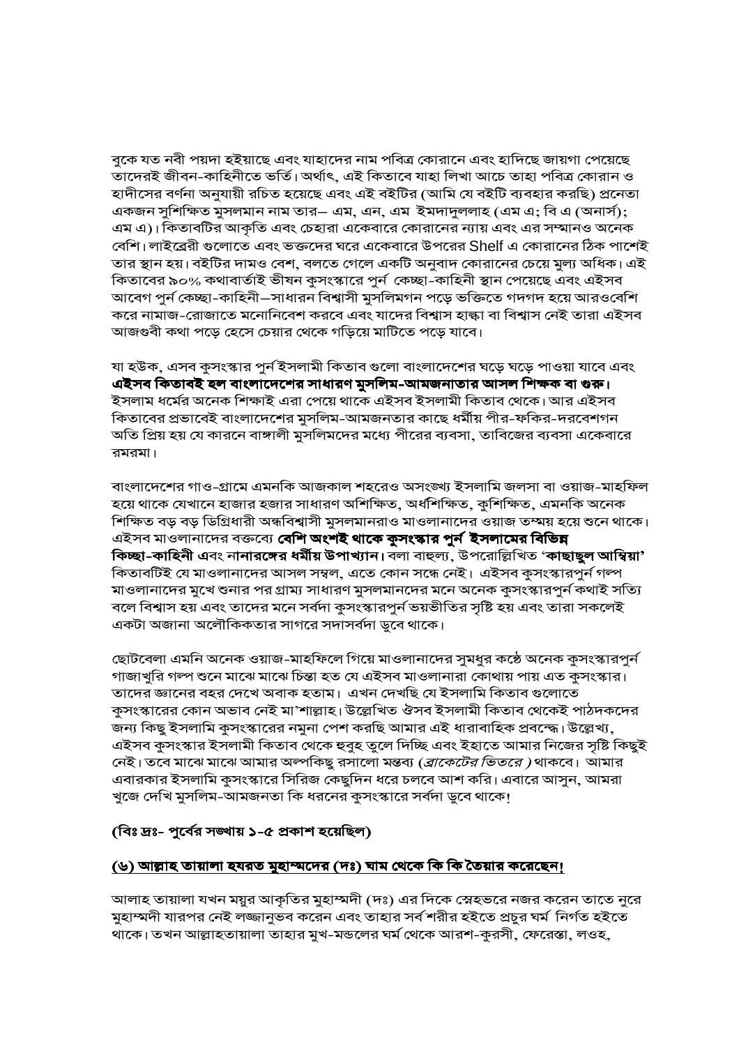বুকে যত নবী পয়দা হইয়াছে এবং যাহাদের নাম পবিত্র কোরানে এবং হাদিছে জায়গা পেয়েছে তাদেরই জীবন-কাহিনীতে ভর্তি। অর্থাৎ, এই কিতাবে যাহা লিখা আচে তাহা পবিত্র কোরান ও হাদীসের বর্ণনা অনুযায়ী রচিত হয়েছে এবং এই বইটির (আমি যে বইটি ব্যবহার করছি) প্রনেতা একজন সুশিক্ষিত মুসলমান নাম তার– এম, এন, এম ইমদাদুললাহ (এম এ; বি এ (অনার্স); এম এ)। কিতাবটির আকৃতি এবং চেহারা একেবারে কোরানের ন্যায় এবং এর সম্মানও অনেক বেশি। লাইব্রেরী গুলোতে এবং ভক্তদের ঘরে একেবারে উপরের Shelf এ কোরানের ঠিক পাশেই তার স্থান হয়। বইটির দামও বেশ, বলতে গেলে একটি অনুবাদ কোরানের চেয়ে মুল্য অধিক। এই কিতাবের ৯০% কথাবার্তাই ভীষন কুসংস্কারে পুর্ন কেচ্ছা-কাহিনী স্থান পেয়েছে এবং এইসব আবেগ পুর্ন কেচ্ছা-কাহিনী–সাধারন বিশ্বাসী মুসলিমগন পড়ে ভক্তিতে গদগদ হয়ে আরওবেশি করে নামাজ-রোজাতে মনোনিবেশ করবে এবং যাদের বিশ্বাস হাল্কা বা বিশ্বাস নেই তারা এইসব আজগুবী কথা পড়ে হেসে চেয়ার থেকে গড়িয়ে মাটিতে পড়ে যাবে।

যা হউক, এসব কুসংস্কার পুর্ন ইসলামী কিতাব গুলো বাংলাদেশের ঘড়ে ঘড়ে পাওয়া যাবে এবং **এইসব কিতাবই হল বাংলাদেশের সাধারণ মুসলিম-আমজনতার আসল শিক্ষক বা গুরু।** ইসলাম ধর্মের অনেক শিক্ষাই এরা পেয়ে থাকে এইসব ইসলামী কিতাব থেকে। আর এইসব কিতাবের প্রভাবেই বাংলাদেশের মুসলিম-আমজনতার কাছে ধর্মীয় পীর-ফকির-দরবেশগন অতি প্রিয় হয় যে কারনে বাঙ্গালী মুসলিমদের মধ্যে পীরের ব্যবসা, তাবিজের ব্যবসা একেবারে রমরমা।

বাংলাদেশের গাও-গ্রামে এমনকি আজকাল শহরেও অসংখ্য ইসলামি জলসা বা ওয়াজ-মাহফিল হয়ে থাকে যেখানে হাজার হজার সাধারণ অশিক্ষিত, অর্ধশিক্ষিত, কুশিক্ষিত, এমনকি অনেক শিক্ষিত বড় বড় ডিগ্রিধারী অন্ধবিশ্বাসী মুসলমানরাও মাওলানাদের ওয়াজ তম্ময় হয়ে শুনে থাকে। এইসব মাওলানাদের বক্তব্যে **বেশি অংশই থাকে কুসংস্কার পুর্ন ইসলামের বিভিন্ন কিচ্ছা-কাহিনী** এবং **নানারঙ্গের ধর্মীয় উপাখ্যান।** বলা বাহুল্য, উপরোল্লিখিত '**কাছাছুল আম্বিয়া**' কিতাবটিই যে মাওলানাদের আসল সম্বল, এতে কোন সন্ধে নেই। এইসব কুসংস্কারপুর্ন গল্প মাওলানাদের মুখে শুনার পর গ্রাম্য সাধারণ মুসলমানদের মনে অনেক কুসংস্কারপুর্ন কথাই সত্যি বলে বিশ্বাস হয় এবং তাদের মনে সর্বদা কুসংস্কারপুর্ন ভয়ভীতির সৃষ্টি হয় এবং তারা সকলেই একটা অজানা অলৌকিকতার সাগরে সদাসর্বদা ডুবে থাকে।

ছোটবেলা এমনি অনেক ওয়াজ-মাহফিলে গিয়ে মাওলানাদের সুমধুর কন্ঠে অনেক কুসংস্কারপুর্ন গাজাখুরি গল্প শুনে মাঝে মাঝে চিন্তা হত যে এইসব মাওলানারা কোথায় পায় এত কুসংস্কার। তাদের জ্ঞানের বহর দেখে অবাক হতাম। এখন দেখছি যে ইসলামি কিতাব গুলোতে কুসংস্কারের কোন অভাব নেই মা'শাল্লাহ। উল্লেখিত ঔসব ইসলামী কিতাব থেকেই পাঠকদের জন্য কিছু ইসলামি কুসংস্কারের নমুনা পেশ করছি আমার এই ধারাবাহিক প্রবন্ধে। উল্লেখ্য, এইসব কুসংস্কার ইসলামী কিতাব থেকে হুবুহ তুলে দিচ্ছি এবং ইহাতে আমার নিজের সৃষ্টি কিছুই নেই। তবে মাঝে মাঝে আমার অল্পকিছু রসালো মন্তব্য *(ব্রাকেটের ভিতরে)* থাকবে। আমার এবারকার ইসলামি কুসংস্কারে সিরিজ কেছুদিন ধরে চলবে আশ করি। এবারে আসুন, আমরা খুজে দেখি মুসলিম-আমজনতা কি ধরনের কুসংস্কারে সর্বদা ডুবে থাকে!

**(বিঃ দ্রঃ- পুর্বের সঙ্খায় ১-৫ প্রকাশ হয়েছিল)**

**(৬) আল্লাহ তায়ালা হযরত মুহাম্মদের (দঃ) ঘাম থেকে কি কি তৈয়ার করেছেন!**

আলাহ তায়ালা যখন ময়ুর আকৃতির মুহাম্মদী (দঃ) এর দিকে স্নেহভরে নজর করেন তাতে নুরে মুহাম্মদী যারপর নেই লজ্জানুভব করেন এবং তাহার সর্ব শরীর হইতে প্রচুর ঘর্ম নির্গত হইতে থাকে। তখন আল্লাহতায়ালা তাহার মুখ-মন্ডলের ঘর্ম থেকে আরশ-কুরসী, ফেরেস্তা, লওহ,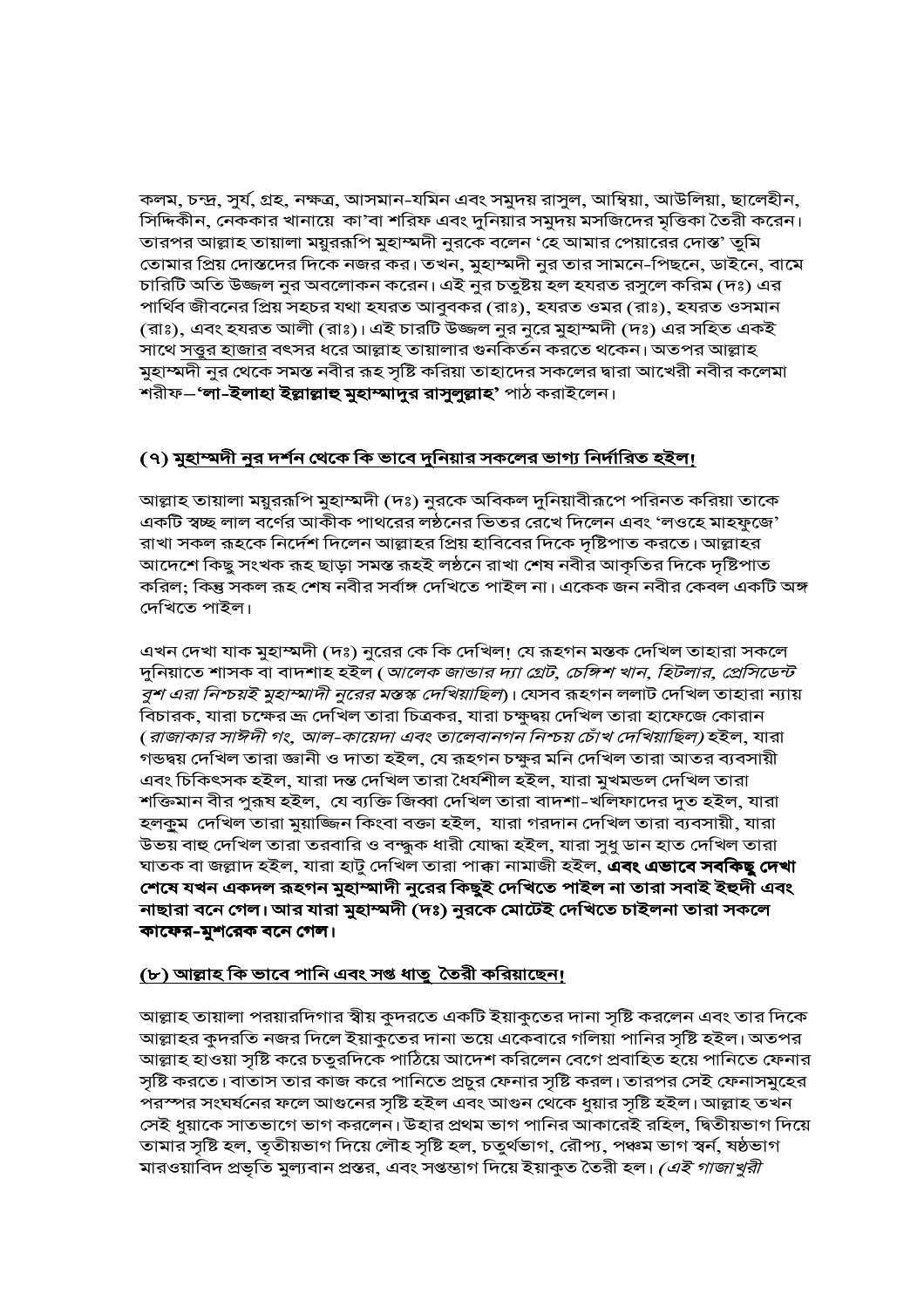কলম, চন্দ্র, সুর্য, গ্রহ, নক্ষত্র, আসমান-যমিন এবং সমুদয় রাসুল, আম্বিয়া, আউলিয়া, ছালেহীন, সিদ্দিকীন, নেককার খানায়ে কা'বা শরিফ এবং দুনিয়ার সমুদয় মসজিদের মৃত্তিকা তৈরী করেন। তারপর আল্লাহ তায়ালা ময়ূররূপি মুহাম্মদী নুরকে বলেন 'হে আমার পেয়ারের দোস্ত' তুমি তোমার প্রিয় দোস্তদের দিকে নজর কর। তখন, মুহাম্মদী নুর তার সামনে-পিছনে, ডাইনে, বামে চারিটি অতি উজ্জল নুর অবলোকন করেন। এই নুর চতুষ্টয় হল হযরত রসুলে করিম (দঃ) এর পার্থিব জীবনের প্রিয় সহচর যথা হযরত আবুবকর (রাঃ), হযরত ওমর (রাঃ), হযরত ওসমান (রাঃ), এবং হযরত আলী (রাঃ)। এই চারটি উজ্জল নুর নুরে মুহাম্মদী (দঃ) এর সহিত একই সাথে সত্তুর হাজার বৎসর ধরে আল্লাহ তায়ালার গুনকির্তন করতে থকেন। অতপর আল্লাহ মুহাম্মদী নুর থেকে সমস্ত নবীর রূহ সৃষ্টি করিয়া তাহাদের সকলের দ্বারা আখেরী নবীর কলেমা শরীফ–**'লা-ইলাহা ইল্লাল্লাহু মুহাম্মাদুর রাসুলুল্লাহ'** পাঠ করাইলেন।

## (৭) মুহাম্মদী নুর দর্শন থেকে কি ভাবে দুনিয়ার সকলের ভাগ্য নির্দারিত হইল!

আল্লাহ তায়ালা ময়ূররূপি মুহাম্মদী (দঃ) নুরকে অবিকল দুনিয়াবীরূপে পরিনত করিয়া তাকে একটি স্বচ্ছ লাল বর্ণের আকীক পাথরের লণ্ঠনের ভিতর রেখে দিলেন এবং 'লওহে মাহফুজে' রাখা সকল রূহকে নির্দেশ দিলেন আল্লাহর প্রিয় হাবিবের দিকে দৃষ্টিপাত করতে। আল্লাহর আদেশে কিছু সংখক রূহ ছাড়া সমস্ত রূহই লণ্ঠনে রাখা শেষ নবীর আকৃতির দিকে দৃষ্টিপাত করিল; কিন্তু সকল রূহ শেষ নবীর সর্বাঙ্গ দেখিতে পাইল না। একেক জন নবীর কেবল একটি অঙ্গ দেখিতে পাইল।

এখন দেখা যাক মুহাম্মদী (দঃ) নুরের কে কি দেখিল! যে রূহগন মস্তক দেখিল তাহারা সকলে দুনিয়াতে শাসক বা বাদশাহ হইল (*আলেক জান্ডার দ্যা গ্রেট, চেঙ্গিশ খান, হিটলার, প্রেসিডেন্ট বুশ এরা নিশ্চয়ই মুহাম্মাদী নুরের মস্তক্ দেখিয়াছিল*)। যেসব রূহগন ললাট দেখিল তাহারা ন্যায় বিচারক, যারা চক্ষের ভ্রূ দেখিল তারা চিত্রকর, যারা চক্ষুদ্বয় দেখিল তারা হাফেজে কোরান (*রাজাকার সাঈদী গং, আল-কায়েদা এবং তালেবানগন নিশ্চয় চোঁখ দেখিয়াছিল)* হইল, যারা গন্ডদ্বয় দেখিল তারা জ্ঞানী ও দাতা হইল, যে রূহগন চক্ষুর মনি দেখিল তারা আতর ব্যবসায়ী এবং চিকিৎসক হইল, যারা দন্ত দেখিল তারা ধৈর্যশীল হইল, যারা মুখমন্ডল দেখিল তারা শক্তিমান বীর পুরুষ হইল, যে ব্যক্তি জিব্বা দেখিল তারা বাদশা-খলিফাদের দুত হইল, যারা হলকুম দেখিল তারা মুয়াজ্জিন কিংবা বক্তা হইল, যারা গরদান দেখিল তারা ব্যবসায়ী, যারা উভয় বাহু দেখিল তারা তরবারি ও বন্দুক ধারী যোদ্ধা হইল, যারা সুধু ডান হাত দেখিল তারা ঘাতক বা জল্লাদ হইল, যারা হাটু দেখিল তারা পাক্কা নামাজী হইল, **এবং এভাবে সবকিছু দেখা শেষে যখন একদল রূহগন মুহাম্মাদী নুরের কিছুই দেখিতে পাইল না তারা সবাই ইহুদী এবং নাছারা বনে গেল। আর যারা মুহাম্মদী (দঃ) নুরকে মোটেই দেখিতে চাইলনা তারা সকলে কাফের-মুশরেক বনে গেল।**

## (৮) আল্লাহ কি ভাবে পানি এবং সপ্ত ধাতু তৈরী করিয়াছেন!

আল্লাহ তায়ালা পরয়ারদিগার স্বীয় কুদরতে একটি ইয়াকুতের দানা সৃষ্টি করলেন এবং তার দিকে আল্লাহর কুদরতি নজর দিলে ইয়াকুতের দানা ভয়ে একেবারে গলিয়া পানির সৃষ্টি হইল। অতপর আল্লাহ হাওয়া সৃষ্টি করে চতুরদিকে পাঠিয়ে আদেশ করিলেন বেগে প্রবাহিত হয়ে পানিতে ফেনার সৃষ্টি করতে। বাতাস তার কাজ করে পানিতে প্রচুর ফেনার সৃষ্টি করল। তারপর সেই ফেনাসমুহের পরস্পর সংঘর্ষনের ফলে আগুনের সৃষ্টি হইল এবং আগুন থেকে ধুয়ার সৃষ্টি হইল। আল্লাহ তখন সেই ধুয়াকে সাতভাগে ভাগ করলেন। উহার প্রথম ভাগ পানির আকারেই রহিল, দ্বিতীয়ভাগ দিয়ে তামার সৃষ্টি হল, তৃতীয়ভাগ দিয়ে লৌহ সৃষ্টি হল, চতুর্থভাগ, রৌপ্য, পঞ্চম ভাগ স্বর্ন, ষষ্ঠভাগ মারওয়াবিদ প্রভৃতি মুল্যবান প্রস্তর, এবং সপ্তম্ভাগ দিয়ে ইয়াকুত তৈরী হল। (*এই গাজাখুরী*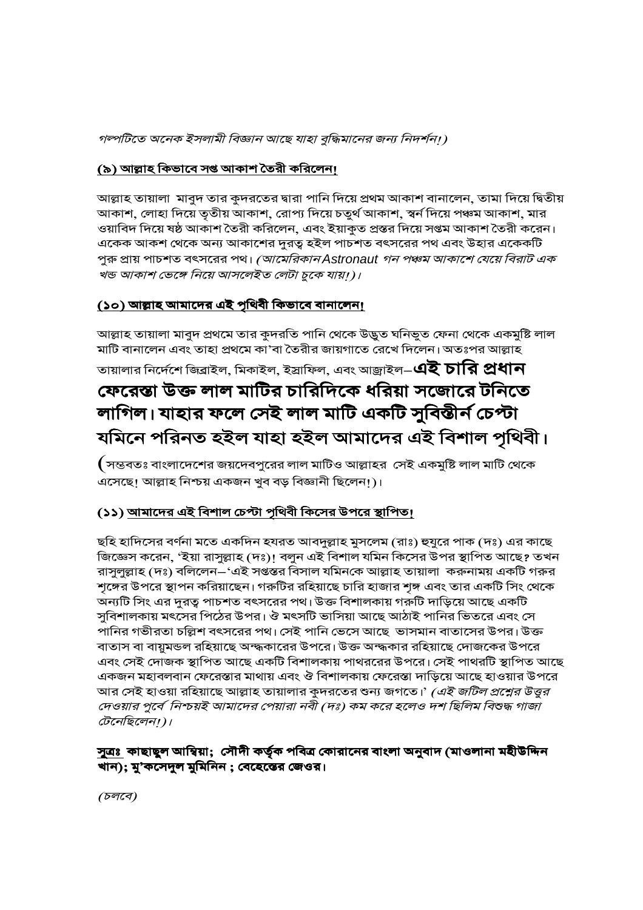*গল্পটিতে অনেক ইসলামী বিজ্ঞান আছে যাহা বুদ্ধিমানের জন্য নিদর্শন!)*

**(৯) আল্লাহ কিভাবে সপ্ত আকাশ তৈরী করিলেন!**

আল্লাহ তায়ালা মাবুদ তার কুদরতের দ্বারা পানি দিয়ে প্রথম আকাশ বানালেন, তামা দিয়ে দ্বিতীয় আকাশ, লোহা দিয়ে তৃতীয় আকাশ, রোপ্য দিয়ে চতুর্থ আকাশ, স্বর্ন দিয়ে পঞ্চম আকাশ, মার ওয়াবিদ দিয়ে ষষ্ঠ আকাশ তৈরী করিলেন, এবং ইয়াকুত প্রস্তর দিয়ে সপ্তম আকাশ তৈরী করেন। এককে আকশ থেকে অন্য আকাশের দুরত্ব হইল পাচশত বৎসরের পথ এবং উহার এককেটি পুরু প্রায় পাচশত বৎসরের পথ। *(আমেরিকান Astronaut গন পঞ্চম আকাশে যেয়ে বিরাট এক খন্ড আকাশ ভেঙ্গে নিয়ে আসলেইত লেটা চুকে যায়!)*।

**(১০) আল্লাহ আমাদের এই পৃথিবী কিভাবে বানালেন!**

আল্লাহ তায়ালা মাবুদ প্রথমে তার কুদরতি পানি থেকে উদ্ভুত ঘনিভুত ফেনা থেকে একমুষ্টি লাল মাটি বানালেন এবং তাহা প্রথমে কা'বা তৈরীর জায়গাতে রেখে দিলেন। অতঃপর আল্লাহ তায়ালার নির্দেশে জিব্রাইল, মিকাইল, ইস্রাফিল, এবং আজ্রাইল–**এই চারি প্রধান ফেরেস্তা উক্ত লাল মাটির চারিদিকে ধরিয়া সজোরে টনিতে লাগিল। যাহার ফলে সেই লাল মাটি একটি সুবিস্তীর্ন চেপ্টা যমিনে পরিনত হইল যাহা হইল আমাদের এই বিশাল পৃথিবী।**

(সম্ভবতঃ বাংলাদেশের জয়দেবপুরের লাল মাটিও আল্লাহর সেই একমুষ্টি লাল মাটি থেকে এসেছে! আল্লাহ নিশ্চয় একজন খুব বড় বিজ্ঞানী ছিলেন!)।

**(১১) আমাদের এই বিশাল চেপ্টা পৃথিবী কিসের উপরে স্থাপিত!**

ছহি হাদিসের বর্ণনা মতে একদিন হযরত আবদুল্লাহ মুসলেম (রাঃ) হুযুরে পাক (দঃ) এর কাছে জিজ্ঞেস করেন, 'ইয়া রাসুল্লাহ (দঃ)! বলুন এই বিশাল যমিন কিসের উপর স্থাপিত আছে? তখন রাসুলুল্লাহ (দঃ) বলিলেন–'এই সপ্তস্তর বিসাল যমিনকে আল্লাহ তায়ালা করুনাময় একটি গরুর শৃঙ্গের উপরে স্থাপন করিয়াছেন। গরুটির রহিয়াছে চারি হাজার শৃঙ্গ এবং তার একটি সিং থেকে অন্যটি সিং এর দুরত্ব পাচশত বৎসরের পথ। উক্ত বিশালকায় গরুটি দাড়িয়ে আছে একটি সুবিশালকায় মৎসের পিঠের উপর। ঔ মৎসটি ভাসিয়া আছে আঠাই পানির ভিতরে এবং সে পানির গভীরতা চল্লিশ বৎসরের পথ। সেই পানি ভেসে আছে ভাসমান বাতাসের উপর। উক্ত বাতাস বা বায়ুমন্ডল রহিয়াছে অন্দ্ধকারের উপরে। উক্ত অন্দ্ধকার রহিয়াছে দোজকের উপরে এবং সেই দোজক স্থাপিত আছে একটি বিশালকায় পাথররের উপরে। সেই পাথরটি স্থাপিত আছে একজন মহাবলবান ফেরেস্তার মাথায় এবং ঔ বিশালকায় ফেরেস্তা দাড়িয়ে আছে হাওয়ার উপরে আর সেই হাওয়া রহিয়াছে আল্লাহ তায়ালার কুদরতের শুন্য জগতে।' *(এই জটিল প্রশ্নের উত্তুর দেওয়ার পুর্বে নিশ্চয়ই আমাদের পেয়ারা নবী (দঃ) কম করে হলেও দশ ছিলিম বিশুদ্ধ গাজা টেনেছিলেন!)*।

**<u>সুত্রঃ</u> কাছাছুল আম্বিয়া; সৌদী কর্তৃক পবিত্র কোরানের বাংলা অনুবাদ (মাওলানা মহীউদ্দিন খান); মু'কসেদুল মুমিনিন ; বেহেস্তের জেওর।**

*(চলবে)*